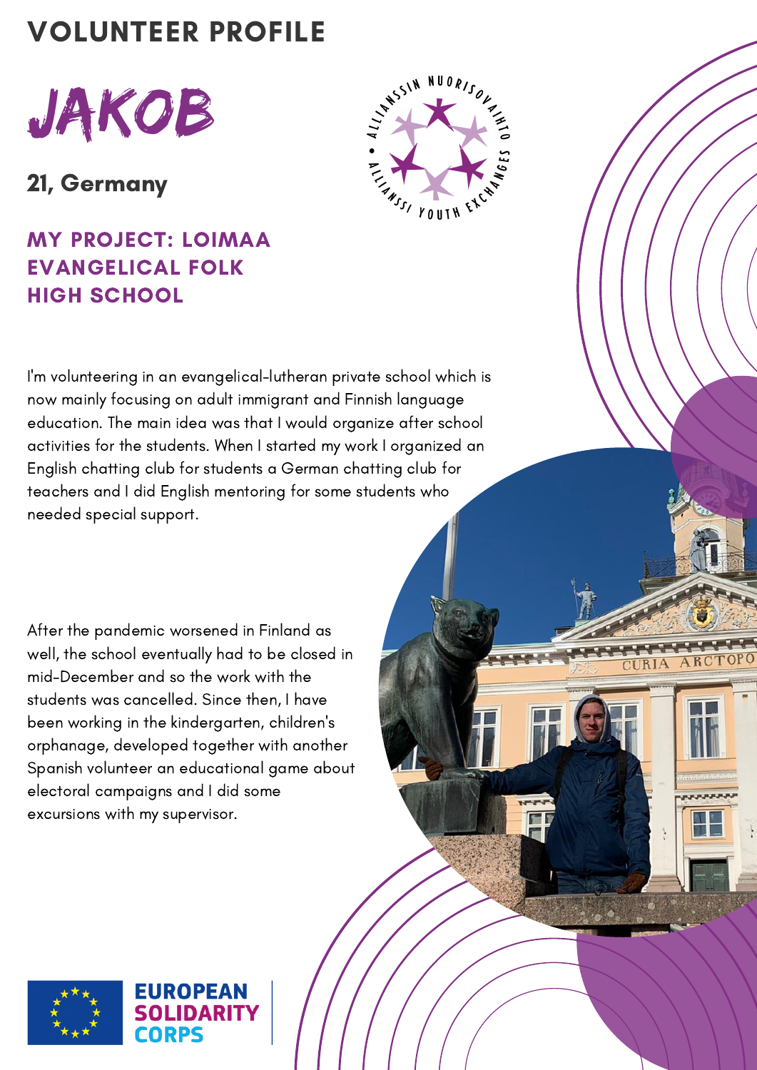# VOLUNTEER PROFILE

## JAKOB

**21, Germany**

### MY PROJECT: LOIMAA EVANGELICAL FOLK HIGH SCHOOL

I'm volunteering in an evangelical-lutheran private school which is now mainly focusing on adult immigrant and Finnish language education. The main idea was that I would organize after school activities for the students. When I started my work I organized an English chatting club for students a German chatting club for teachers and I did English mentoring for some students who needed special support.

After the pandemic worsened in Finland as well, the school eventually had to be closed in mid-December and so the work with the students was cancelled. Since then, I have been working in the kindergarten, children's orphanage, developed together with another Spanish volunteer an educational game about electoral campaigns and I did some excursions with my supervisor.

EUROPEAN SOLIDARITY CORPS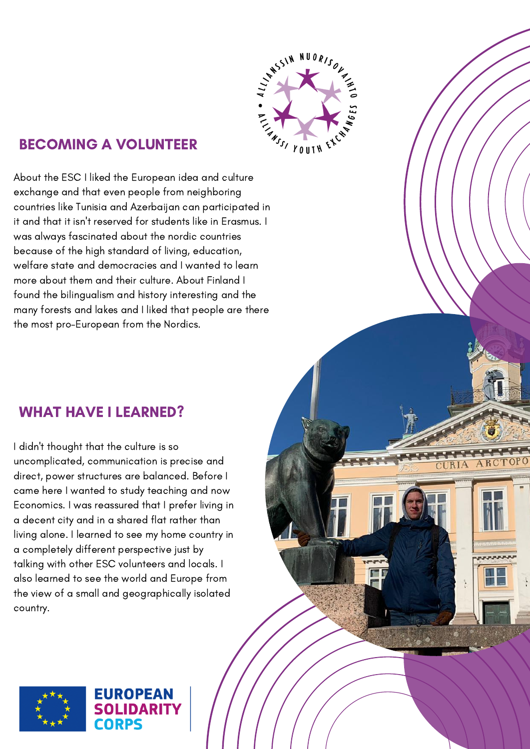## BECOMING A VOLUNTEER

About the ESC I liked the European idea and culture exchange and that even people from neighboring countries like Tunisia and Azerbaijan can participated in it and that it isn't reserved for students like in Erasmus. I was always fascinated about the nordic countries because of the high standard of living, education, welfare state and democracies and I wanted to learn more about them and their culture. About Finland I found the bilingualism and history interesting and the many forests and lakes and I liked that people are there the most pro-European from the Nordics.

## WHAT HAVE I LEARNED?

I didn't thought that the culture is so uncomplicated, communication is precise and direct, power structures are balanced. Before I came here I wanted to study teaching and now Economics. I was reassured that I prefer living in a decent city and in a shared flat rather than living alone. I learned to see my home country in a completely different perspective just by talking with other ESC volunteers and locals. I also learned to see the world and Europe from the view of a small and geographically isolated country.

EUROPEAN SOLIDARITY CORPS